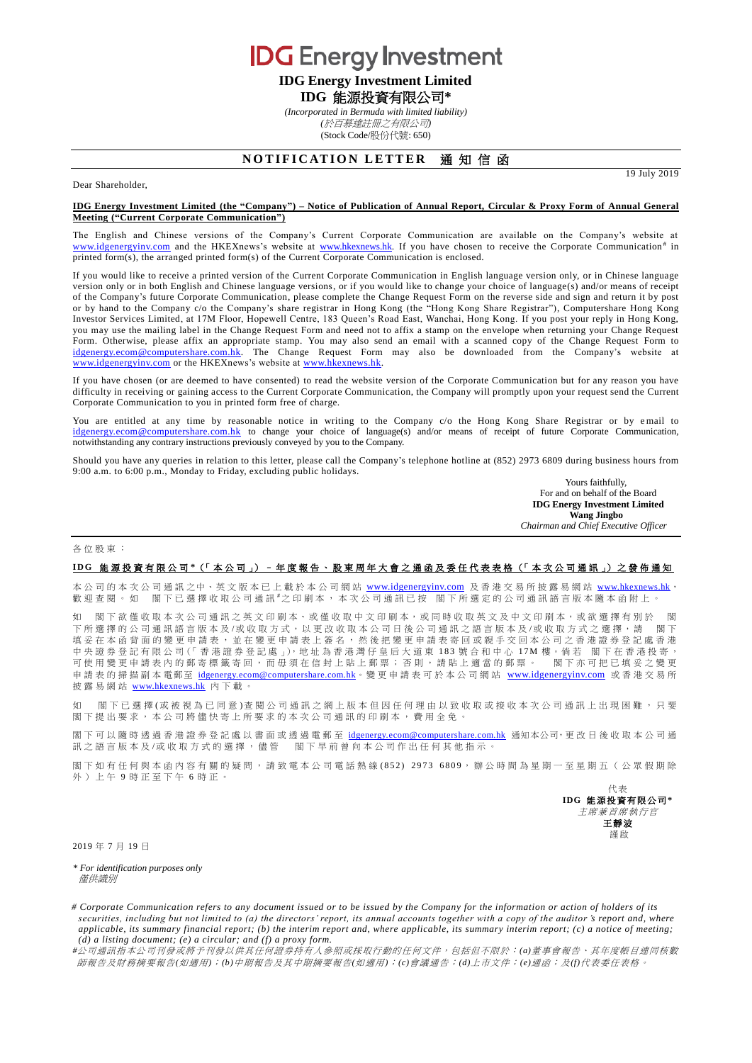# IDG Energy Investment

**IDG Energy Investment Limited**

**IDG 能源投資有限公司***

*(Incorporated in Bermuda with limited liability)*

*(於百慕達註冊之有限公司)*

(Stock Code/股份代號: 650)

## NOTIFICATION LETTER 通知信函

19 July 2019

Dear Shareholder,

**IDG Energy Investment Limited (the "Company") – Notice of Publication of Annual Report, Circular & Proxy Form of Annual General Meeting ("Current Corporate Communication")**

The English and Chinese versions of the Company's Current Corporate Communication are available on the Company's website at www.idgenergyinv.com and the HKEXnews's website at www.hkexnews.hk. If you have chosen to receive the Corporate Communication# in printed form(s), the arranged printed form(s) of the Current Corporate Communication is enclosed.

If you would like to receive a printed version of the Current Corporate Communication in English language version only, or in Chinese language version only or in both English and Chinese language versions, or if you would like to change your choice of language(s) and/or means of receipt of the Company's future Corporate Communication, please complete the Change Request Form on the reverse side and sign and return it by post or by hand to the Company c/o the Company's share registrar in Hong Kong (the "Hong Kong Share Registrar"), Computershare Hong Kong Investor Services Limited, at 17M Floor, Hopewell Centre, 183 Queen's Road East, Wanchai, Hong Kong. If you post your reply in Hong Kong, you may use the mailing label in the Change Request Form and need not to affix a stamp on the envelope when returning your Change Request Form. Otherwise, please affix an appropriate stamp. You may also send an email with a scanned copy of the Change Request Form to idgenergy.ecom@computershare.com.hk. The Change Request Form may also be downloaded from the Company's website at www.idgenergyinv.com or the HKEXnews's website at www.hkexnews.hk.

If you have chosen (or are deemed to have consented) to read the website version of the Corporate Communication but for any reason you have difficulty in receiving or gaining access to the Current Corporate Communication, the Company will promptly upon your request send the Current Corporate Communication to you in printed form free of charge.

You are entitled at any time by reasonable notice in writing to the Company c/o the Hong Kong Share Registrar or by email to idgenergy.ecom@computershare.com.hk to change your choice of language(s) and/or means of receipt of future Corporate Communication, notwithstanding any contrary instructions previously conveyed by you to the Company.

Should you have any queries in relation to this letter, please call the Company's telephone hotline at (852) 2973 6809 during business hours from 9:00 a.m. to 6:00 p.m., Monday to Friday, excluding public holidays.

Yours faithfully,
For and on behalf of the Board
**IDG Energy Investment Limited**
**Wang Jingbo**
*Chairman and Chief Executive Officer*

各位股東：

**IDG 能源投資有限公司*（「本公司」）－年度報告、股東周年大會之通函及委任代表表格（「本次公司通訊」）之發佈通知**

本公司的本次公司通訊之中、英文版本已上載於本公司網站 www.idgenergyinv.com 及香港交易所披露易網站 www.hkexnews.hk，歡迎查閱。如 閣下已選擇收取公司通訊#之印刷本，本次公司通訊已按 閣下所選定的公司通訊語言版本隨本函附上。

如 閣下欲僅收取本次公司通訊之英文印刷本、或僅收取中文印刷本，或同時收取英文及中文印刷本，或欲選擇有別於 閣下所選擇的公司通訊語言版本及/或收取方式，以更改收取本公司日後公司通訊之語言版本及/或收取方式之選擇，請 閣下填妥在本函背面的變更申請表，並在變更申請表上簽名，然後把變更申請表寄回或親手交回本公司之香港證券登記處香港中央證券登記有限公司(「香港證券登記處」)，地址為香港灣仔皇后大道東 183 號合和中心 17M 樓。倘若 閣下在香港投寄，可使用變更申請表內的郵寄標籤寄回，而毋須在信封上貼上郵票；否則，請貼上適當的郵票。 閣下亦可把已填妥之變更申請表的掃描副本電郵至 idgenergy.ecom@computershare.com.hk。變更申請表可於本公司網站 www.idgenergyinv.com 或香港交易所披露易網站 www.hkexnews.hk 內下載。

如 閣下已選擇(或被視為已同意)查閱公司通訊之網上版本但因任何理由以致收取或接收本次公司通訊上出現困難，只要 閣下提出要求，本公司將儘快寄上所要求的本次公司通訊的印刷本，費用全免。

閣下可以隨時透過香港證券登記處以書面或透過電郵至 idgenergy.ecom@computershare.com.hk 通知本公司，更改日後收取本公司通訊之語言版本及/或收取方式的選擇，儘管 閣下早前曾向本公司作出任何其他指示。

閣下如有任何與本函內容有關的疑問，請致電本公司電話熱線(852) 2973 6809，辦公時間為星期一至星期五（公眾假期除外）上午 9 時正至下午 6 時正。

代表
**IDG 能源投資有限公司***
*主席兼首席執行官*
**王靜波**
謹啟

2019 年 7 月 19 日

*\* For identification purposes only*
*僅供識別*

*# Corporate Communication refers to any document issued or to be issued by the Company for the information or action of holders of its securities, including but not limited to (a) the directors' report, its annual accounts together with a copy of the auditor's report and, where applicable, its summary financial report; (b) the interim report and, where applicable, its summary interim report; (c) a notice of meeting; (d) a listing document; (e) a circular; and (f) a proxy form.*

*#公司通訊指本公司刊發或將予刊發以供其任何證券持有人參照或採取行動的任何文件，包括但不限於：(a)董事會報告、其年度帳目連同核數師報告及財務摘要報告(如適用)；(b)中期報告及其中期摘要報告(如適用)；(c)會議通告；(d)上市文件；(e)通函；及(f)代表委任表格。*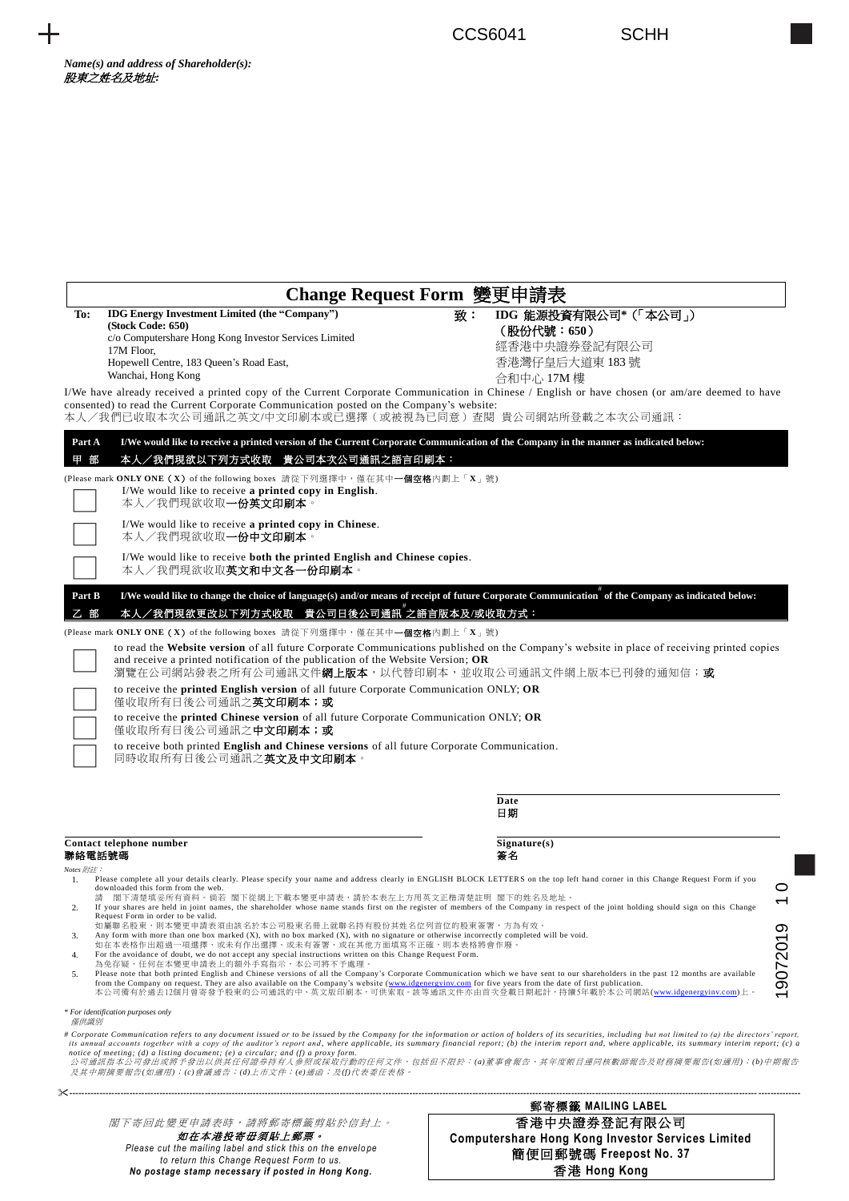CCS6041 SCHH

*Name(s) and address of Shareholder(s):*
*股東之姓名及地址:*

# Change Request Form 變更申請表

**To: IDG Energy Investment Limited (the "Company")**
**(Stock Code: 650)**
c/o Computershare Hong Kong Investor Services Limited
17M Floor,
Hopewell Centre, 183 Queen's Road East,
Wanchai, Hong Kong

**致： IDG 能源投資有限公司\*（「本公司」）**
**（股份代號：650）**
經香港中央證券登記有限公司
香港灣仔皇后大道東 183 號
合和中心 17M 樓

I/We have already received a printed copy of the Current Corporate Communication in Chinese / English or have chosen (or am/are deemed to have consented) to read the Current Corporate Communication posted on the Company's website:
本人／我們已收取本次公司通訊之英文/中文印刷本或已選擇（或被視為已同意）查閱 貴公司網站所登載之本次公司通訊：

**Part A I/We would like to receive a printed version of the Current Corporate Communication of the Company in the manner as indicated below:**
**甲 部 本人／我們現欲以下列方式收取 貴公司本次公司通訊之語言印刷本：**

(Please mark **ONLY ONE** (**X**) of the following boxes 請從下列選擇中，僅在其中**一個空格**內劃上「**X**」號)

- ☐ I/We would like to receive **a printed copy in English**.
  本人／我們現欲收取**一份英文印刷本**。
- ☐ I/We would like to receive **a printed copy in Chinese**.
  本人／我們現欲收取**一份中文印刷本**。
- ☐ I/We would like to receive **both the printed English and Chinese copies**.
  本人／我們現欲收取**英文和中文各一份印刷本**。

**Part B I/We would like to change the choice of language(s) and/or means of receipt of future Corporate Communication# of the Company as indicated below:**
**乙 部 本人／我們現欲更改以下列方式收取 貴公司日後公司通訊#之語言版本及/或收取方式：**

(Please mark **ONLY ONE** (**X**) of the following boxes 請從下列選擇中，僅在其中**一個空格**內劃上「**X**」號)

- ☐ to read the **Website version** of all future Corporate Communications published on the Company's website in place of receiving printed copies and receive a printed notification of the publication of the Website Version; **OR**
  瀏覽在公司網站發表之所有公司通訊文件**網上版本**，以代替印刷本，並收取公司通訊文件網上版本已刊發的通知信；**或**
- ☐ to receive the **printed English version** of all future Corporate Communication ONLY; **OR**
  僅收取所有日後公司通訊之**英文印刷本；或**
- ☐ to receive the **printed Chinese version** of all future Corporate Communication ONLY; **OR**
  僅收取所有日後公司通訊之**中文印刷本；或**
- ☐ to receive both printed **English and Chinese versions** of all future Corporate Communication.
  同時收取所有日後公司通訊之**英文及中文印刷本**。

**Date**
**日期**

**Contact telephone number**
**聯絡電話號碼**

**Signature(s)**
**簽名**

*Notes 附註：*

1. Please complete all your details clearly. Please specify your name and address clearly in ENGLISH BLOCK LETTERS on the top left hand corner in this Change Request Form if you downloaded this form from the web.
   請 閣下清楚填妥所有資料。倘若 閣下從網上下載本變更申請表，請於本表左上方用英文正楷清楚註明 閣下的姓名及地址。
2. If your shares are held in joint names, the shareholder whose name stands first on the register of members of the Company in respect of the joint holding should sign on this Change Request Form in order to be valid.
   如屬聯名股東，則本變更申請表須由該名於本公司股東名冊上就聯名持有股份其姓名位列首位的股東簽署，方為有效。
3. Any form with more than one box marked (X), with no box marked (X), with no signature or otherwise incorrectly completed will be void.
   如在本表格作出超過一項選擇、或未有作出選擇、或未有簽署、或在其他方面填寫不正確，則本表格將會作廢。
4. For the avoidance of doubt, we do not accept any special instructions written on this Change Request Form.
   為免存疑，任何在本變更申請表上的額外手寫指示，本公司將不予處理。
5. Please note that both printed English and Chinese versions of all the Company's Corporate Communication which we have sent to our shareholders in the past 12 months are available from the Company on request. They are also available on the Company's website (www.idgenergyinv.com) for five years from the date of first publication.
   本公司備有於過去12個月曾寄發予股東的公司通訊的中、英文版印刷本，可供索取。該等通訊文件亦由首次登載日期起計，持續5年載於本公司網站(www.idgenergyinv.com)上。

*\* For identification purposes only*
*僅供識別*

*# Corporate Communication refers to any document issued or to be issued by the Company for the information or action of holders of its securities, including but not limited to (a) the directors' report, its annual accounts together with a copy of the auditor's report and, where applicable, its summary financial report; (b) the interim report and, where applicable, its summary interim report; (c) a notice of meeting; (d) a listing document; (e) a circular; and (f) a proxy form.*
*公司通訊指本公司發出或將予發出以供其任何證券持有人參照或採取行動的任何文件，包括但不限於：(a)董事會報告、其年度帳目連同核數師報告及財務摘要報告(如適用)；(b)中期報告及其中期摘要報告(如適用)；(c)會議通告；(d)上市文件；(e)通函；及(f)代表委任表格。*

19072019 1 0

---

*閣下寄回此變更申請表時，請將郵寄標籤剪貼於信封上。*
***如在本港投寄毋須貼上郵票。***
*Please cut the mailing label and stick this on the envelope to return this Change Request Form to us.*
***No postage stamp necessary if posted in Hong Kong.***

**郵寄標籤 MAILING LABEL**
**香港中央證券登記有限公司**
**Computershare Hong Kong Investor Services Limited**
**簡便回郵號碼 Freepost No. 37**
**香港 Hong Kong**